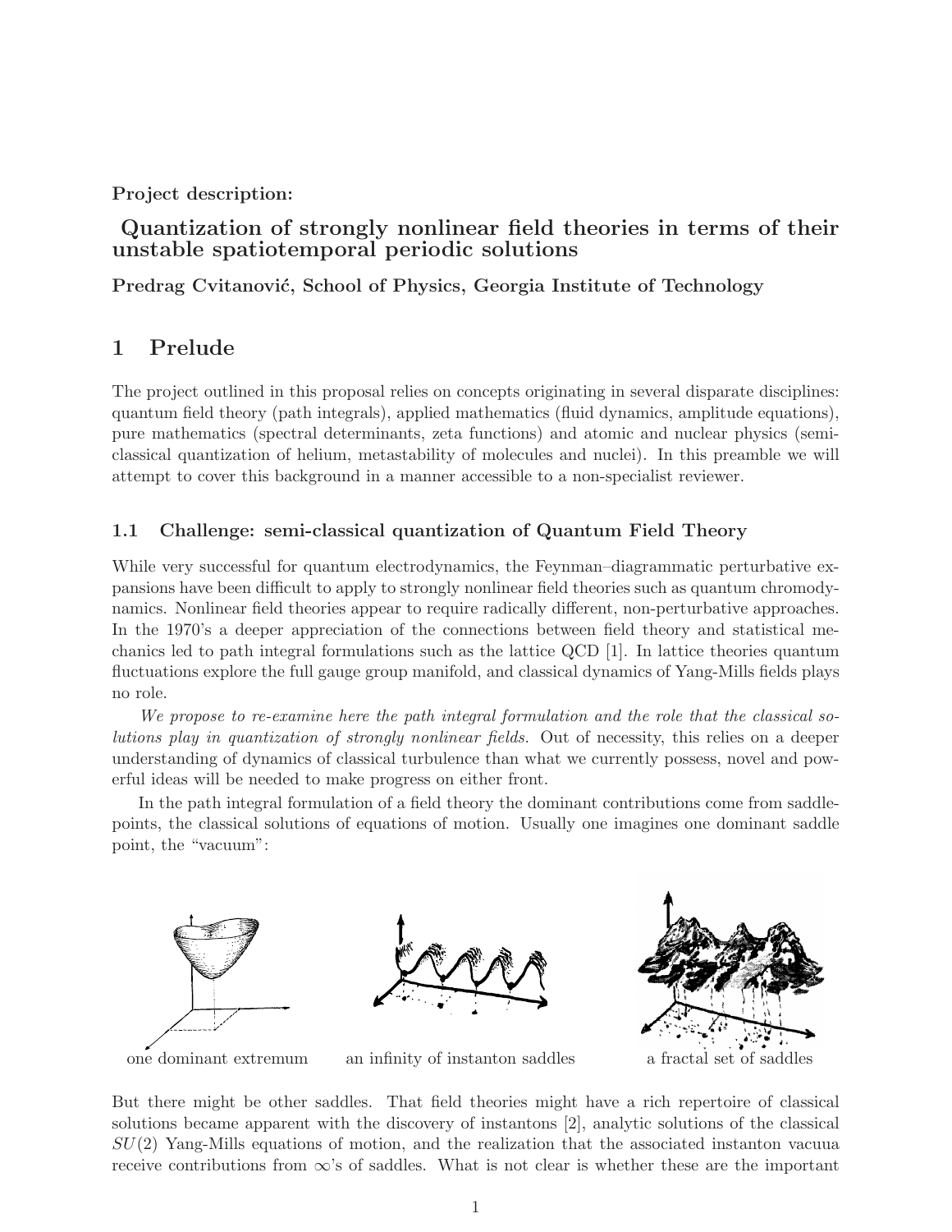**Project description:**

# Quantization of strongly nonlinear field theories in terms of their unstable spatiotemporal periodic solutions

**Predrag Cvitanović, School of Physics, Georgia Institute of Technology**

## 1 Prelude

The project outlined in this proposal relies on concepts originating in several disparate disciplines: quantum field theory (path integrals), applied mathematics (fluid dynamics, amplitude equations), pure mathematics (spectral determinants, zeta functions) and atomic and nuclear physics (semi-classical quantization of helium, metastability of molecules and nuclei). In this preamble we will attempt to cover this background in a manner accessible to a non-specialist reviewer.

### 1.1 Challenge: semi-classical quantization of Quantum Field Theory

While very successful for quantum electrodynamics, the Feynman–diagrammatic perturbative expansions have been difficult to apply to strongly nonlinear field theories such as quantum chromodynamics. Nonlinear field theories appear to require radically different, non-perturbative approaches. In the 1970's a deeper appreciation of the connections between field theory and statistical mechanics led to path integral formulations such as the lattice QCD [1]. In lattice theories quantum fluctuations explore the full gauge group manifold, and classical dynamics of Yang-Mills fields plays no role.

*We propose to re-examine here the path integral formulation and the role that the classical solutions play in quantization of strongly nonlinear fields.* Out of necessity, this relies on a deeper understanding of dynamics of classical turbulence than what we currently possess, novel and powerful ideas will be needed to make progress on either front.

In the path integral formulation of a field theory the dominant contributions come from saddle-points, the classical solutions of equations of motion. Usually one imagines one dominant saddle point, the "vacuum":

one dominant extremum | an infinity of instanton saddles | a fractal set of saddles

But there might be other saddles. That field theories might have a rich repertoire of classical solutions became apparent with the discovery of instantons [2], analytic solutions of the classical $SU(2)$ Yang-Mills equations of motion, and the realization that the associated instanton vacuua receive contributions from $\infty$'s of saddles. What is not clear is whether these are the important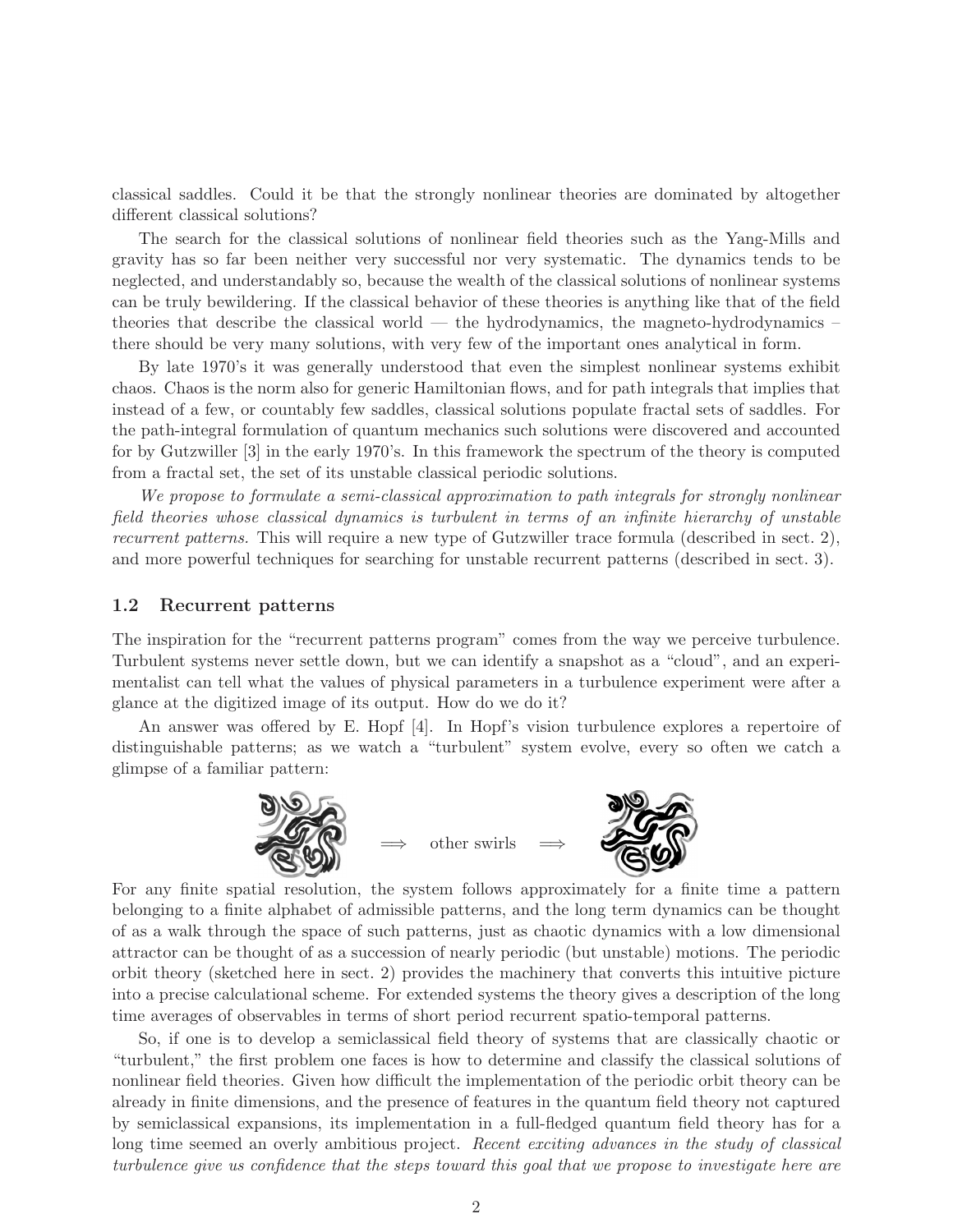classical saddles. Could it be that the strongly nonlinear theories are dominated by altogether different classical solutions?

The search for the classical solutions of nonlinear field theories such as the Yang-Mills and gravity has so far been neither very successful nor very systematic. The dynamics tends to be neglected, and understandably so, because the wealth of the classical solutions of nonlinear systems can be truly bewildering. If the classical behavior of these theories is anything like that of the field theories that describe the classical world — the hydrodynamics, the magneto-hydrodynamics – there should be very many solutions, with very few of the important ones analytical in form.

By late 1970's it was generally understood that even the simplest nonlinear systems exhibit chaos. Chaos is the norm also for generic Hamiltonian flows, and for path integrals that implies that instead of a few, or countably few saddles, classical solutions populate fractal sets of saddles. For the path-integral formulation of quantum mechanics such solutions were discovered and accounted for by Gutzwiller [3] in the early 1970's. In this framework the spectrum of the theory is computed from a fractal set, the set of its unstable classical periodic solutions.

*We propose to formulate a semi-classical approximation to path integrals for strongly nonlinear field theories whose classical dynamics is turbulent in terms of an infinite hierarchy of unstable recurrent patterns.* This will require a new type of Gutzwiller trace formula (described in sect. 2), and more powerful techniques for searching for unstable recurrent patterns (described in sect. 3).

### 1.2 Recurrent patterns

The inspiration for the "recurrent patterns program" comes from the way we perceive turbulence. Turbulent systems never settle down, but we can identify a snapshot as a "cloud", and an experimentalist can tell what the values of physical parameters in a turbulence experiment were after a glance at the digitized image of its output. How do we do it?

An answer was offered by E. Hopf [4]. In Hopf's vision turbulence explores a repertoire of distinguishable patterns; as we watch a "turbulent" system evolve, every so often we catch a glimpse of a familiar pattern:

$\Longrightarrow$ other swirls $\Longrightarrow$

For any finite spatial resolution, the system follows approximately for a finite time a pattern belonging to a finite alphabet of admissible patterns, and the long term dynamics can be thought of as a walk through the space of such patterns, just as chaotic dynamics with a low dimensional attractor can be thought of as a succession of nearly periodic (but unstable) motions. The periodic orbit theory (sketched here in sect. 2) provides the machinery that converts this intuitive picture into a precise calculational scheme. For extended systems the theory gives a description of the long time averages of observables in terms of short period recurrent spatio-temporal patterns.

So, if one is to develop a semiclassical field theory of systems that are classically chaotic or "turbulent," the first problem one faces is how to determine and classify the classical solutions of nonlinear field theories. Given how difficult the implementation of the periodic orbit theory can be already in finite dimensions, and the presence of features in the quantum field theory not captured by semiclassical expansions, its implementation in a full-fledged quantum field theory has for a long time seemed an overly ambitious project. *Recent exciting advances in the study of classical turbulence give us confidence that the steps toward this goal that we propose to investigate here are*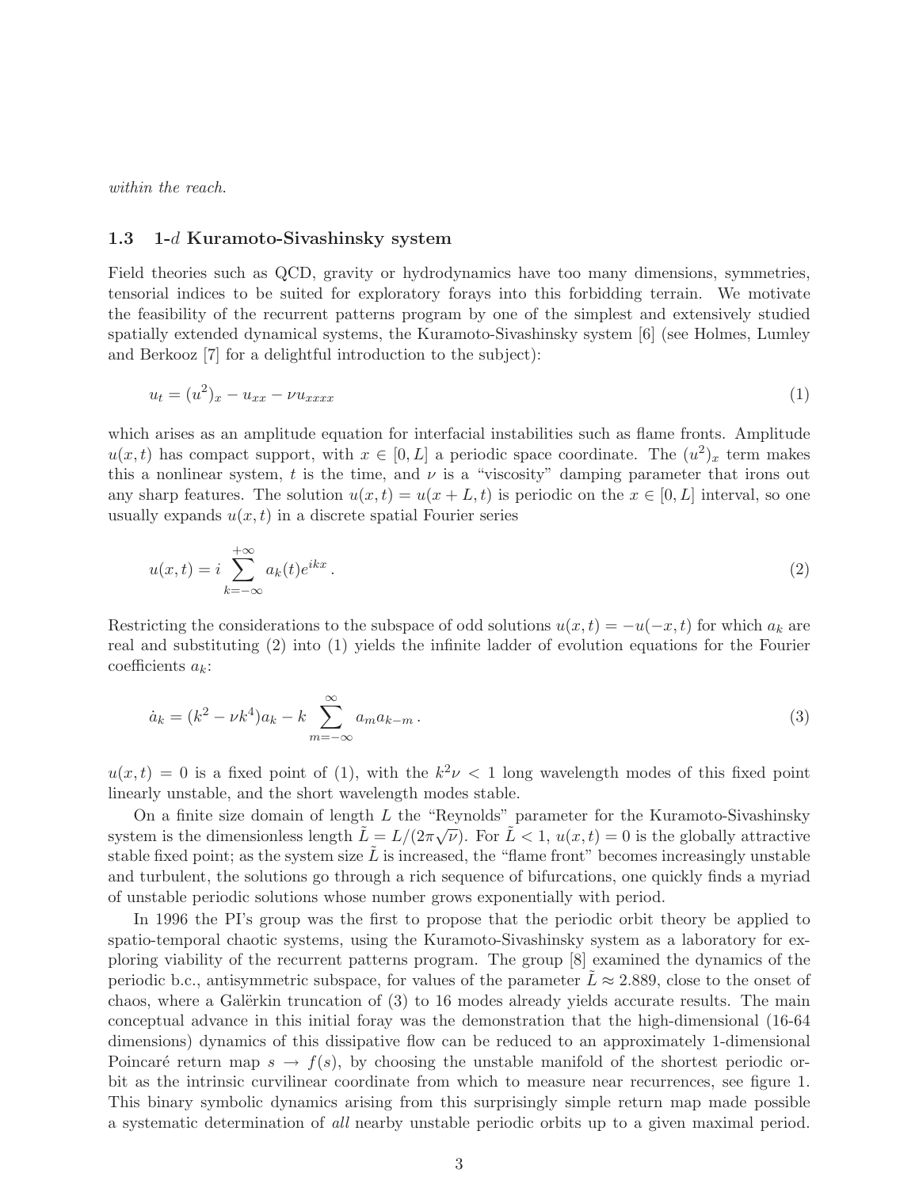*within the reach.*

### 1.3 1-$d$ Kuramoto-Sivashinsky system

Field theories such as QCD, gravity or hydrodynamics have too many dimensions, symmetries, tensorial indices to be suited for exploratory forays into this forbidding terrain. We motivate the feasibility of the recurrent patterns program by one of the simplest and extensively studied spatially extended dynamical systems, the Kuramoto-Sivashinsky system [6] (see Holmes, Lumley and Berkooz [7] for a delightful introduction to the subject):

$$u_t = (u^2)_x - u_{xx} - \nu u_{xxxx} \tag{1}$$

which arises as an amplitude equation for interfacial instabilities such as flame fronts. Amplitude $u(x,t)$ has compact support, with $x \in [0, L]$ a periodic space coordinate. The $(u^2)_x$ term makes this a nonlinear system, $t$ is the time, and $\nu$ is a "viscosity" damping parameter that irons out any sharp features. The solution $u(x,t) = u(x+L,t)$ is periodic on the $x \in [0, L]$ interval, so one usually expands $u(x,t)$ in a discrete spatial Fourier series

$$u(x,t) = i \sum_{k=-\infty}^{+\infty} a_k(t) e^{ikx} . \tag{2}$$

Restricting the considerations to the subspace of odd solutions $u(x,t) = -u(-x,t)$ for which $a_k$ are real and substituting (2) into (1) yields the infinite ladder of evolution equations for the Fourier coefficients $a_k$:

$$\dot{a}_k = (k^2 - \nu k^4) a_k - k \sum_{m=-\infty}^{\infty} a_m a_{k-m} . \tag{3}$$

$u(x,t) = 0$ is a fixed point of (1), with the $k^2\nu < 1$ long wavelength modes of this fixed point linearly unstable, and the short wavelength modes stable.

On a finite size domain of length $L$ the "Reynolds" parameter for the Kuramoto-Sivashinsky system is the dimensionless length $\tilde{L} = L/(2\pi\sqrt{\nu})$. For $\tilde{L} < 1$, $u(x,t) = 0$ is the globally attractive stable fixed point; as the system size $\tilde{L}$ is increased, the "flame front" becomes increasingly unstable and turbulent, the solutions go through a rich sequence of bifurcations, one quickly finds a myriad of unstable periodic solutions whose number grows exponentially with period.

In 1996 the PI's group was the first to propose that the periodic orbit theory be applied to spatio-temporal chaotic systems, using the Kuramoto-Sivashinsky system as a laboratory for exploring viability of the recurrent patterns program. The group [8] examined the dynamics of the periodic b.c., antisymmetric subspace, for values of the parameter $\tilde{L} \approx 2.889$, close to the onset of chaos, where a Galërkin truncation of (3) to 16 modes already yields accurate results. The main conceptual advance in this initial foray was the demonstration that the high-dimensional (16-64 dimensions) dynamics of this dissipative flow can be reduced to an approximately 1-dimensional Poincaré return map $s \to f(s)$, by choosing the unstable manifold of the shortest periodic orbit as the intrinsic curvilinear coordinate from which to measure near recurrences, see figure 1. This binary symbolic dynamics arising from this surprisingly simple return map made possible a systematic determination of *all* nearby unstable periodic orbits up to a given maximal period.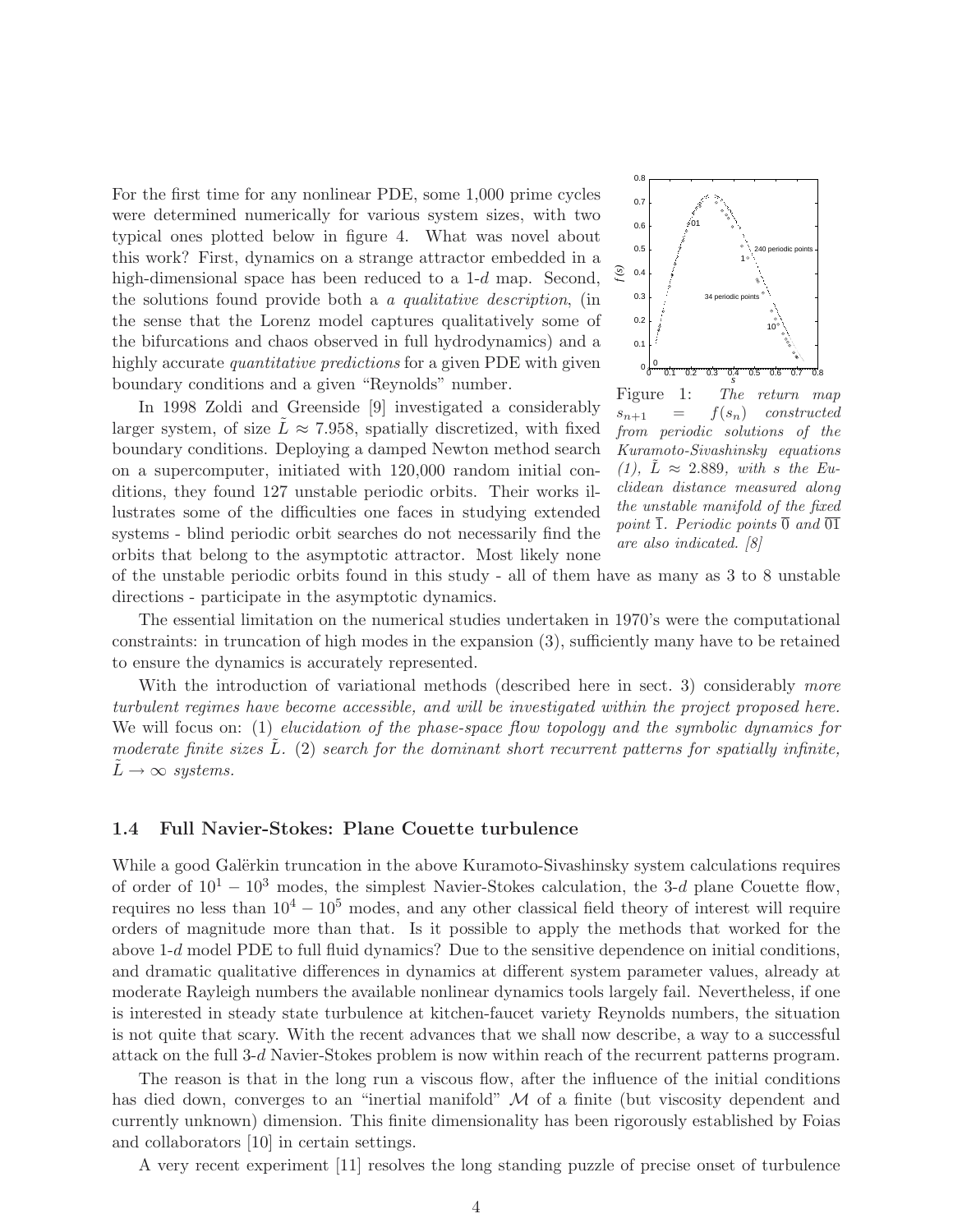For the first time for any nonlinear PDE, some 1,000 prime cycles were determined numerically for various system sizes, with two typical ones plotted below in figure 4. What was novel about this work? First, dynamics on a strange attractor embedded in a high-dimensional space has been reduced to a 1-$d$ map. Second, the solutions found provide both a *a qualitative description*, (in the sense that the Lorenz model captures qualitatively some of the bifurcations and chaos observed in full hydrodynamics) and a highly accurate *quantitative predictions* for a given PDE with given boundary conditions and a given "Reynolds" number.

Figure 1: *The return map $s_{n+1} = f(s_n)$ constructed from periodic solutions of the Kuramoto-Sivashinsky equations (1), $\tilde{L} \approx 2.889$, with $s$ the Euclidean distance measured along the unstable manifold of the fixed point $\overline{1}$. Periodic points $\overline{0}$ and $\overline{01}$ are also indicated. [8]*

In 1998 Zoldi and Greenside [9] investigated a considerably larger system, of size $\tilde{L} \approx 7.958$, spatially discretized, with fixed boundary conditions. Deploying a damped Newton method search on a supercomputer, initiated with 120,000 random initial conditions, they found 127 unstable periodic orbits. Their works illustrates some of the difficulties one faces in studying extended systems - blind periodic orbit searches do not necessarily find the orbits that belong to the asymptotic attractor. Most likely none of the unstable periodic orbits found in this study - all of them have as many as 3 to 8 unstable directions - participate in the asymptotic dynamics.

The essential limitation on the numerical studies undertaken in 1970's were the computational constraints: in truncation of high modes in the expansion (3), sufficiently many have to be retained to ensure the dynamics is accurately represented.

With the introduction of variational methods (described here in sect. 3) considerably *more turbulent regimes have become accessible, and will be investigated within the project proposed here.* We will focus on: (1) *elucidation of the phase-space flow topology and the symbolic dynamics for moderate finite sizes $\tilde{L}$.* (2) *search for the dominant short recurrent patterns for spatially infinite, $\tilde{L} \to \infty$ systems.*

### 1.4 Full Navier-Stokes: Plane Couette turbulence

While a good Galërkin truncation in the above Kuramoto-Sivashinsky system calculations requires of order of $10^1 - 10^3$ modes, the simplest Navier-Stokes calculation, the 3-$d$ plane Couette flow, requires no less than $10^4 - 10^5$ modes, and any other classical field theory of interest will require orders of magnitude more than that. Is it possible to apply the methods that worked for the above 1-$d$ model PDE to full fluid dynamics? Due to the sensitive dependence on initial conditions, and dramatic qualitative differences in dynamics at different system parameter values, already at moderate Rayleigh numbers the available nonlinear dynamics tools largely fail. Nevertheless, if one is interested in steady state turbulence at kitchen-faucet variety Reynolds numbers, the situation is not quite that scary. With the recent advances that we shall now describe, a way to a successful attack on the full 3-$d$ Navier-Stokes problem is now within reach of the recurrent patterns program.

The reason is that in the long run a viscous flow, after the influence of the initial conditions has died down, converges to an "inertial manifold" $\mathcal{M}$ of a finite (but viscosity dependent and currently unknown) dimension. This finite dimensionality has been rigorously established by Foias and collaborators [10] in certain settings.

A very recent experiment [11] resolves the long standing puzzle of precise onset of turbulence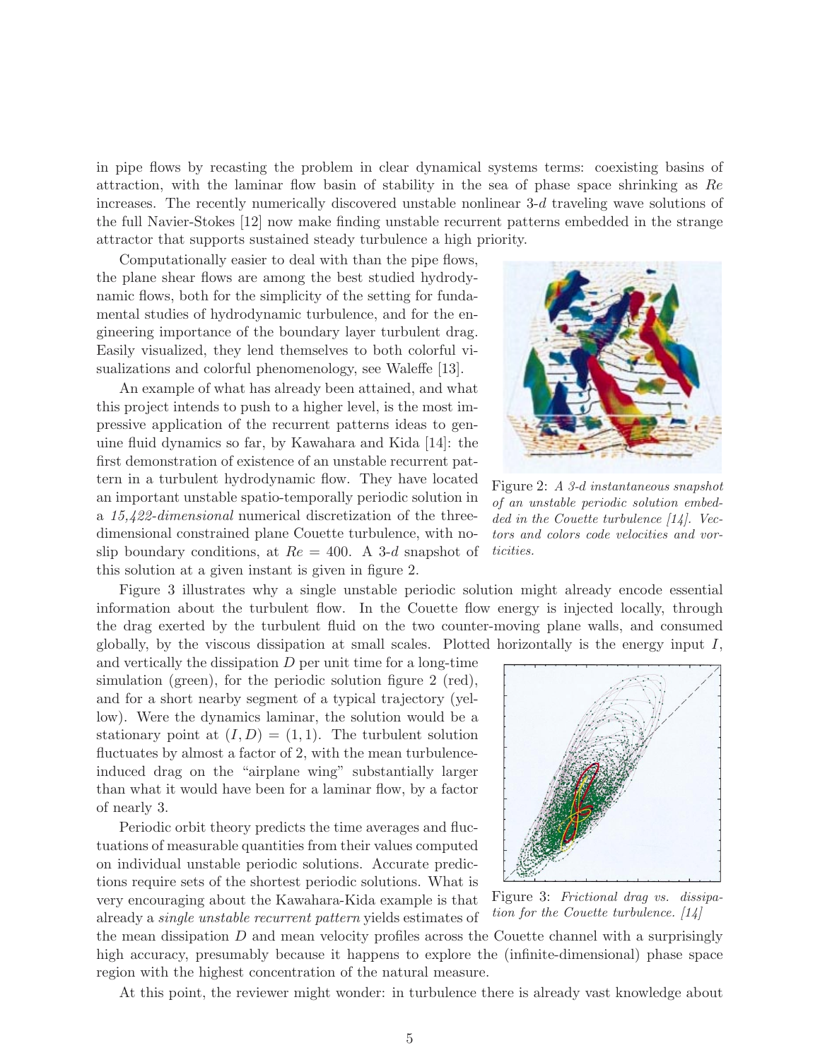in pipe flows by recasting the problem in clear dynamical systems terms: coexisting basins of attraction, with the laminar flow basin of stability in the sea of phase space shrinking as $Re$ increases. The recently numerically discovered unstable nonlinear 3-$d$ traveling wave solutions of the full Navier-Stokes [12] now make finding unstable recurrent patterns embedded in the strange attractor that supports sustained steady turbulence a high priority.

Computationally easier to deal with than the pipe flows, the plane shear flows are among the best studied hydrodynamic flows, both for the simplicity of the setting for fundamental studies of hydrodynamic turbulence, and for the engineering importance of the boundary layer turbulent drag. Easily visualized, they lend themselves to both colorful visualizations and colorful phenomenology, see Waleffe [13].

An example of what has already been attained, and what this project intends to push to a higher level, is the most impressive application of the recurrent patterns ideas to genuine fluid dynamics so far, by Kawahara and Kida [14]: the first demonstration of existence of an unstable recurrent pattern in a turbulent hydrodynamic flow. They have located an important unstable spatio-temporally periodic solution in a *15,422-dimensional* numerical discretization of the three-dimensional constrained plane Couette turbulence, with no-slip boundary conditions, at $Re = 400$. A 3-$d$ snapshot of this solution at a given instant is given in figure 2.

Figure 2: *A 3-d instantaneous snapshot of an unstable periodic solution embedded in the Couette turbulence [14]. Vectors and colors code velocities and vorticities.*

Figure 3 illustrates why a single unstable periodic solution might already encode essential information about the turbulent flow. In the Couette flow energy is injected locally, through the drag exerted by the turbulent fluid on the two counter-moving plane walls, and consumed globally, by the viscous dissipation at small scales. Plotted horizontally is the energy input $I$, and vertically the dissipation $D$ per unit time for a long-time simulation (green), for the periodic solution figure 2 (red), and for a short nearby segment of a typical trajectory (yellow). Were the dynamics laminar, the solution would be a stationary point at $(I, D) = (1, 1)$. The turbulent solution fluctuates by almost a factor of 2, with the mean turbulence-induced drag on the "airplane wing" substantially larger than what it would have been for a laminar flow, by a factor of nearly 3.

Figure 3: *Frictional drag vs. dissipation for the Couette turbulence. [14]*

Periodic orbit theory predicts the time averages and fluctuations of measurable quantities from their values computed on individual unstable periodic solutions. Accurate predictions require sets of the shortest periodic solutions. What is very encouraging about the Kawahara-Kida example is that already a *single unstable recurrent pattern* yields estimates of the mean dissipation $D$ and mean velocity profiles across the Couette channel with a surprisingly high accuracy, presumably because it happens to explore the (infinite-dimensional) phase space region with the highest concentration of the natural measure.

At this point, the reviewer might wonder: in turbulence there is already vast knowledge about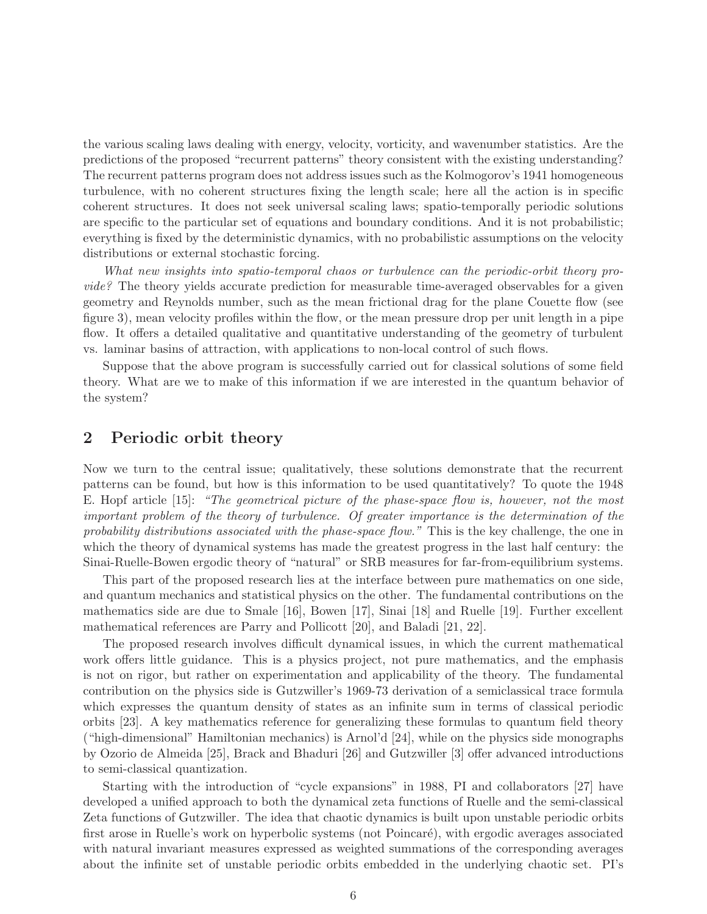the various scaling laws dealing with energy, velocity, vorticity, and wavenumber statistics. Are the predictions of the proposed "recurrent patterns" theory consistent with the existing understanding? The recurrent patterns program does not address issues such as the Kolmogorov's 1941 homogeneous turbulence, with no coherent structures fixing the length scale; here all the action is in specific coherent structures. It does not seek universal scaling laws; spatio-temporally periodic solutions are specific to the particular set of equations and boundary conditions. And it is not probabilistic; everything is fixed by the deterministic dynamics, with no probabilistic assumptions on the velocity distributions or external stochastic forcing.

*What new insights into spatio-temporal chaos or turbulence can the periodic-orbit theory provide?* The theory yields accurate prediction for measurable time-averaged observables for a given geometry and Reynolds number, such as the mean frictional drag for the plane Couette flow (see figure 3), mean velocity profiles within the flow, or the mean pressure drop per unit length in a pipe flow. It offers a detailed qualitative and quantitative understanding of the geometry of turbulent vs. laminar basins of attraction, with applications to non-local control of such flows.

Suppose that the above program is successfully carried out for classical solutions of some field theory. What are we to make of this information if we are interested in the quantum behavior of the system?

## 2 Periodic orbit theory

Now we turn to the central issue; qualitatively, these solutions demonstrate that the recurrent patterns can be found, but how is this information to be used quantitatively? To quote the 1948 E. Hopf article [15]: *"The geometrical picture of the phase-space flow is, however, not the most important problem of the theory of turbulence. Of greater importance is the determination of the probability distributions associated with the phase-space flow."* This is the key challenge, the one in which the theory of dynamical systems has made the greatest progress in the last half century: the Sinai-Ruelle-Bowen ergodic theory of "natural" or SRB measures for far-from-equilibrium systems.

This part of the proposed research lies at the interface between pure mathematics on one side, and quantum mechanics and statistical physics on the other. The fundamental contributions on the mathematics side are due to Smale [16], Bowen [17], Sinai [18] and Ruelle [19]. Further excellent mathematical references are Parry and Pollicott [20], and Baladi [21, 22].

The proposed research involves difficult dynamical issues, in which the current mathematical work offers little guidance. This is a physics project, not pure mathematics, and the emphasis is not on rigor, but rather on experimentation and applicability of the theory. The fundamental contribution on the physics side is Gutzwiller's 1969-73 derivation of a semiclassical trace formula which expresses the quantum density of states as an infinite sum in terms of classical periodic orbits [23]. A key mathematics reference for generalizing these formulas to quantum field theory ("high-dimensional" Hamiltonian mechanics) is Arnol'd [24], while on the physics side monographs by Ozorio de Almeida [25], Brack and Bhaduri [26] and Gutzwiller [3] offer advanced introductions to semi-classical quantization.

Starting with the introduction of "cycle expansions" in 1988, PI and collaborators [27] have developed a unified approach to both the dynamical zeta functions of Ruelle and the semi-classical Zeta functions of Gutzwiller. The idea that chaotic dynamics is built upon unstable periodic orbits first arose in Ruelle's work on hyperbolic systems (not Poincaré), with ergodic averages associated with natural invariant measures expressed as weighted summations of the corresponding averages about the infinite set of unstable periodic orbits embedded in the underlying chaotic set. PI's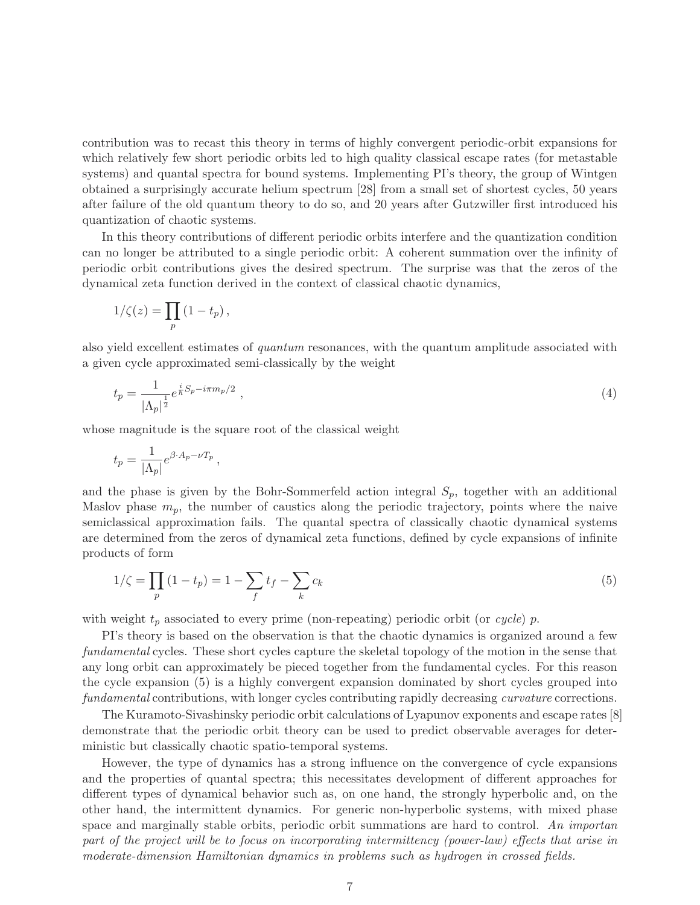contribution was to recast this theory in terms of highly convergent periodic-orbit expansions for which relatively few short periodic orbits led to high quality classical escape rates (for metastable systems) and quantal spectra for bound systems. Implementing PI's theory, the group of Wintgen obtained a surprisingly accurate helium spectrum [28] from a small set of shortest cycles, 50 years after failure of the old quantum theory to do so, and 20 years after Gutzwiller first introduced his quantization of chaotic systems.

In this theory contributions of different periodic orbits interfere and the quantization condition can no longer be attributed to a single periodic orbit: A coherent summation over the infinity of periodic orbit contributions gives the desired spectrum. The surprise was that the zeros of the dynamical zeta function derived in the context of classical chaotic dynamics,

$$1/\zeta(z) = \prod_p (1 - t_p)\,,$$

also yield excellent estimates of *quantum* resonances, with the quantum amplitude associated with a given cycle approximated semi-classically by the weight

$$t_p = \frac{1}{|\Lambda_p|^{\frac{1}{2}}} e^{\frac{i}{\hbar}S_p - i\pi m_p/2}\,, \tag{4}$$

whose magnitude is the square root of the classical weight

$$t_p = \frac{1}{|\Lambda_p|} e^{\beta\cdot A_p - \nu T_p}\,,$$

and the phase is given by the Bohr-Sommerfeld action integral $S_p$, together with an additional Maslov phase $m_p$, the number of caustics along the periodic trajectory, points where the naive semiclassical approximation fails. The quantal spectra of classically chaotic dynamical systems are determined from the zeros of dynamical zeta functions, defined by cycle expansions of infinite products of form

$$1/\zeta = \prod_p (1 - t_p) = 1 - \sum_f t_f - \sum_k c_k \tag{5}$$

with weight $t_p$ associated to every prime (non-repeating) periodic orbit (or *cycle*) $p$.

PI's theory is based on the observation is that the chaotic dynamics is organized around a few *fundamental* cycles. These short cycles capture the skeletal topology of the motion in the sense that any long orbit can approximately be pieced together from the fundamental cycles. For this reason the cycle expansion (5) is a highly convergent expansion dominated by short cycles grouped into *fundamental* contributions, with longer cycles contributing rapidly decreasing *curvature* corrections.

The Kuramoto-Sivashinsky periodic orbit calculations of Lyapunov exponents and escape rates [8] demonstrate that the periodic orbit theory can be used to predict observable averages for deterministic but classically chaotic spatio-temporal systems.

However, the type of dynamics has a strong influence on the convergence of cycle expansions and the properties of quantal spectra; this necessitates development of different approaches for different types of dynamical behavior such as, on one hand, the strongly hyperbolic and, on the other hand, the intermittent dynamics. For generic non-hyperbolic systems, with mixed phase space and marginally stable orbits, periodic orbit summations are hard to control. *An importan part of the project will be to focus on incorporating intermittency (power-law) effects that arise in moderate-dimension Hamiltonian dynamics in problems such as hydrogen in crossed fields.*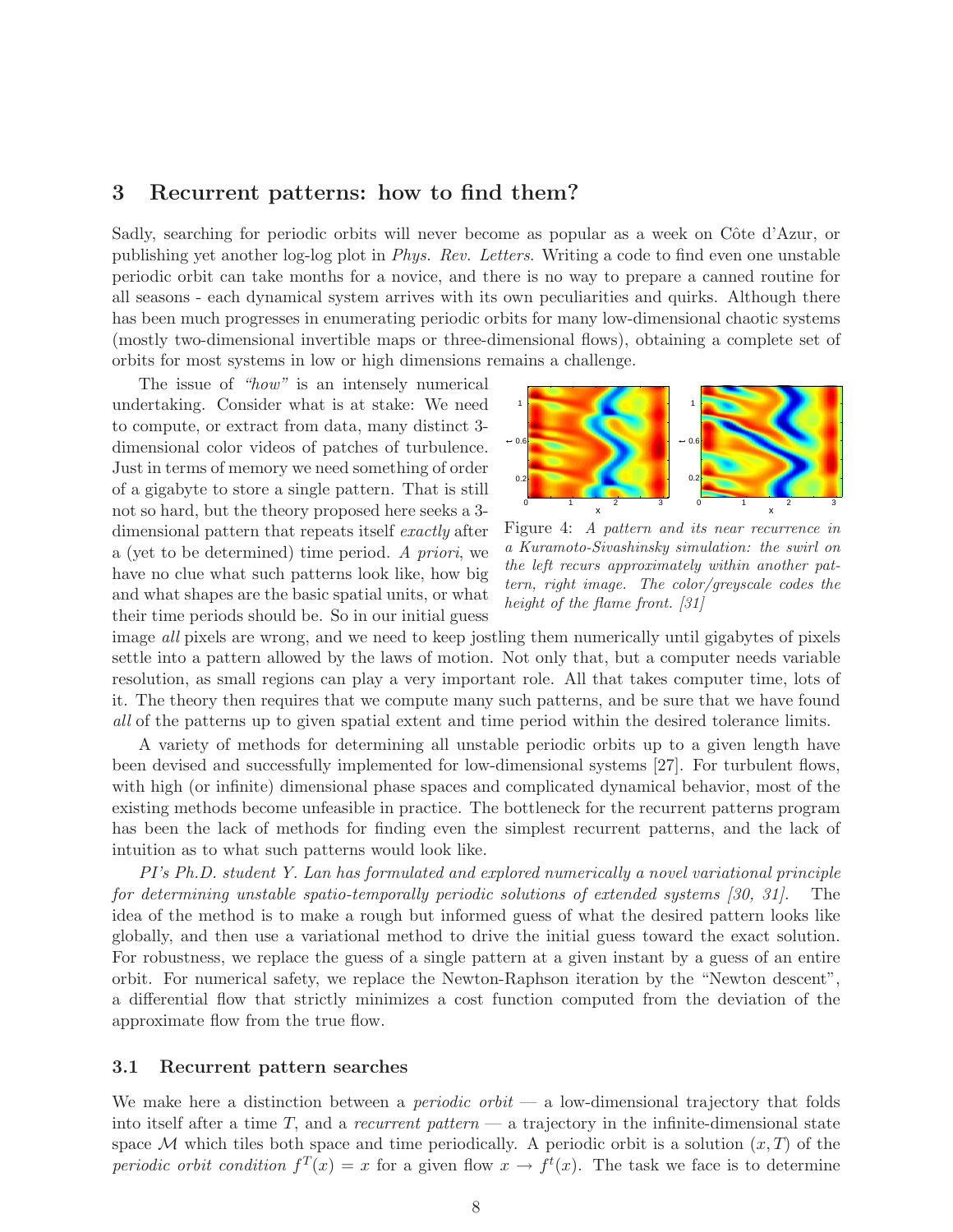## 3 Recurrent patterns: how to find them?

Sadly, searching for periodic orbits will never become as popular as a week on Côte d'Azur, or publishing yet another log-log plot in *Phys. Rev. Letters*. Writing a code to find even one unstable periodic orbit can take months for a novice, and there is no way to prepare a canned routine for all seasons - each dynamical system arrives with its own peculiarities and quirks. Although there has been much progresses in enumerating periodic orbits for many low-dimensional chaotic systems (mostly two-dimensional invertible maps or three-dimensional flows), obtaining a complete set of orbits for most systems in low or high dimensions remains a challenge.

The issue of *"how"* is an intensely numerical undertaking. Consider what is at stake: We need to compute, or extract from data, many distinct 3-dimensional color videos of patches of turbulence. Just in terms of memory we need something of order of a gigabyte to store a single pattern. That is still not so hard, but the theory proposed here seeks a 3-dimensional pattern that repeats itself *exactly* after a (yet to be determined) time period. *A priori*, we have no clue what such patterns look like, how big and what shapes are the basic spatial units, or what their time periods should be. So in our initial guess image *all* pixels are wrong, and we need to keep jostling them numerically until gigabytes of pixels settle into a pattern allowed by the laws of motion. Not only that, but a computer needs variable resolution, as small regions can play a very important role. All that takes computer time, lots of it. The theory then requires that we compute many such patterns, and be sure that we have found *all* of the patterns up to given spatial extent and time period within the desired tolerance limits.

Figure 4: *A pattern and its near recurrence in a Kuramoto-Sivashinsky simulation: the swirl on the left recurs approximately within another pattern, right image. The color/greyscale codes the height of the flame front. [31]*

A variety of methods for determining all unstable periodic orbits up to a given length have been devised and successfully implemented for low-dimensional systems [27]. For turbulent flows, with high (or infinite) dimensional phase spaces and complicated dynamical behavior, most of the existing methods become unfeasible in practice. The bottleneck for the recurrent patterns program has been the lack of methods for finding even the simplest recurrent patterns, and the lack of intuition as to what such patterns would look like.

*PI's Ph.D. student Y. Lan has formulated and explored numerically a novel variational principle for determining unstable spatio-temporally periodic solutions of extended systems [30, 31].* The idea of the method is to make a rough but informed guess of what the desired pattern looks like globally, and then use a variational method to drive the initial guess toward the exact solution. For robustness, we replace the guess of a single pattern at a given instant by a guess of an entire orbit. For numerical safety, we replace the Newton-Raphson iteration by the "Newton descent", a differential flow that strictly minimizes a cost function computed from the deviation of the approximate flow from the true flow.

### 3.1 Recurrent pattern searches

We make here a distinction between a *periodic orbit* — a low-dimensional trajectory that folds into itself after a time $T$, and a *recurrent pattern* — a trajectory in the infinite-dimensional state space $\mathcal{M}$ which tiles both space and time periodically. A periodic orbit is a solution $(x, T)$ of the *periodic orbit condition* $f^T(x) = x$ for a given flow $x \to f^t(x)$. The task we face is to determine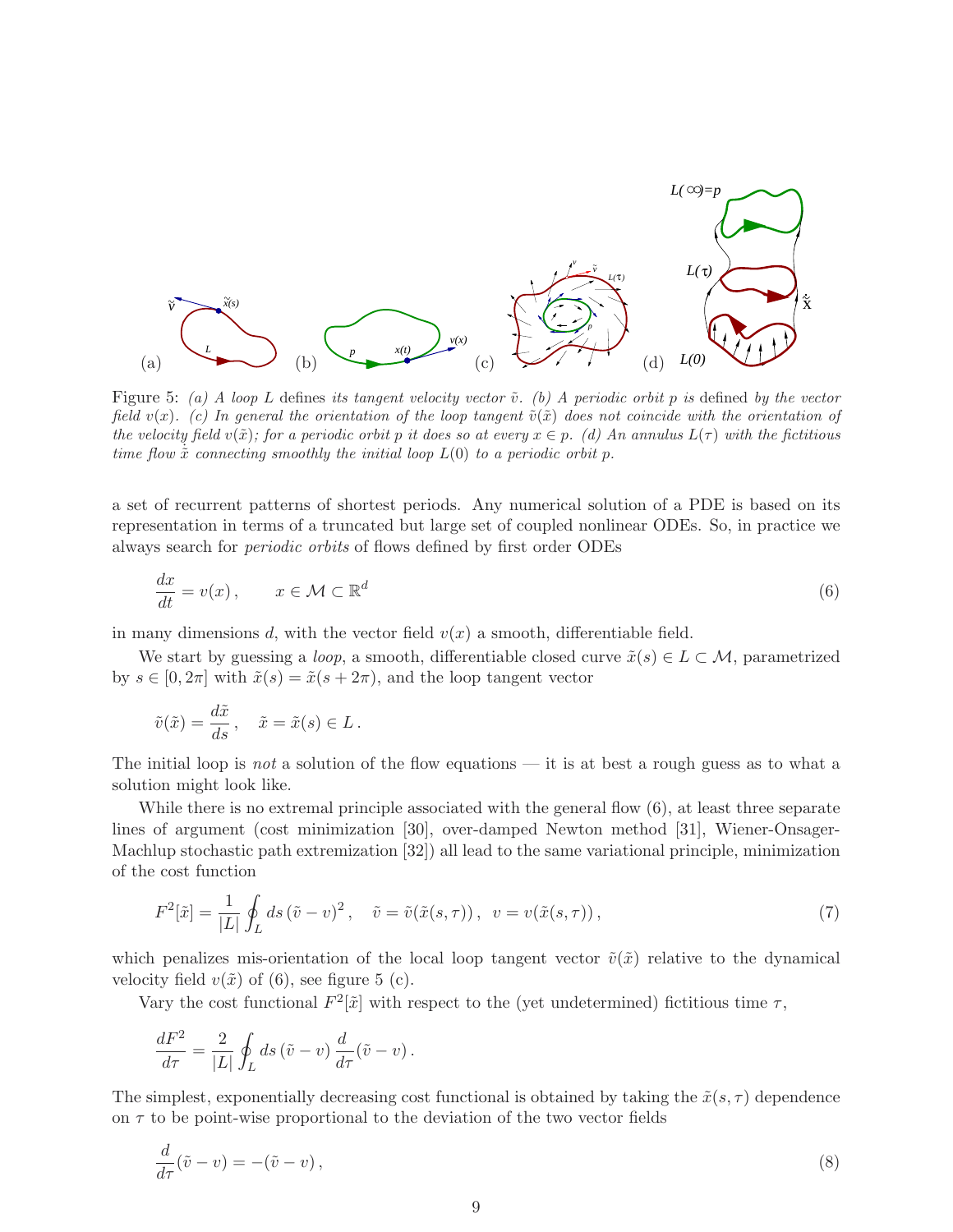Figure 5: *(a) A loop $L$ defines its tangent velocity vector $\tilde{v}$. (b) A periodic orbit $p$ is defined by the vector field $v(x)$. (c) In general the orientation of the loop tangent $\tilde{v}(\tilde{x})$ does not coincide with the orientation of the velocity field $v(\tilde{x})$; for a periodic orbit $p$ it does so at every $x \in p$. (d) An annulus $L(\tau)$ with the fictitious time flow $\dot{\tilde{x}}$ connecting smoothly the initial loop $L(0)$ to a periodic orbit $p$.*

a set of recurrent patterns of shortest periods. Any numerical solution of a PDE is based on its representation in terms of a truncated but large set of coupled nonlinear ODEs. So, in practice we always search for *periodic orbits* of flows defined by first order ODEs

$$\frac{dx}{dt} = v(x) , \qquad x \in \mathcal{M} \subset \mathbb{R}^d \tag{6}$$

in many dimensions $d$, with the vector field $v(x)$ a smooth, differentiable field.

We start by guessing a *loop*, a smooth, differentiable closed curve $\tilde{x}(s) \in L \subset \mathcal{M}$, parametrized by $s \in [0, 2\pi]$ with $\tilde{x}(s) = \tilde{x}(s + 2\pi)$, and the loop tangent vector

$$\tilde{v}(\tilde{x}) = \frac{d\tilde{x}}{ds} , \quad \tilde{x} = \tilde{x}(s) \in L .$$

The initial loop is *not* a solution of the flow equations — it is at best a rough guess as to what a solution might look like.

While there is no extremal principle associated with the general flow (6), at least three separate lines of argument (cost minimization [30], over-damped Newton method [31], Wiener-Onsager-Machlup stochastic path extremization [32]) all lead to the same variational principle, minimization of the cost function

$$F^2[\tilde{x}] = \frac{1}{|L|} \oint_L ds \, (\tilde{v} - v)^2 , \quad \tilde{v} = \tilde{v}(\tilde{x}(s, \tau)) , \; v = v(\tilde{x}(s, \tau)) , \tag{7}$$

which penalizes mis-orientation of the local loop tangent vector $\tilde{v}(\tilde{x})$ relative to the dynamical velocity field $v(\tilde{x})$ of (6), see figure 5 (c).

Vary the cost functional $F^2[\tilde{x}]$ with respect to the (yet undetermined) fictitious time $\tau$,

$$\frac{dF^2}{d\tau} = \frac{2}{|L|} \oint_L ds \, (\tilde{v} - v) \, \frac{d}{d\tau} (\tilde{v} - v) .$$

The simplest, exponentially decreasing cost functional is obtained by taking the $\tilde{x}(s, \tau)$ dependence on $\tau$ to be point-wise proportional to the deviation of the two vector fields

$$\frac{d}{d\tau} (\tilde{v} - v) = -(\tilde{v} - v) , \tag{8}$$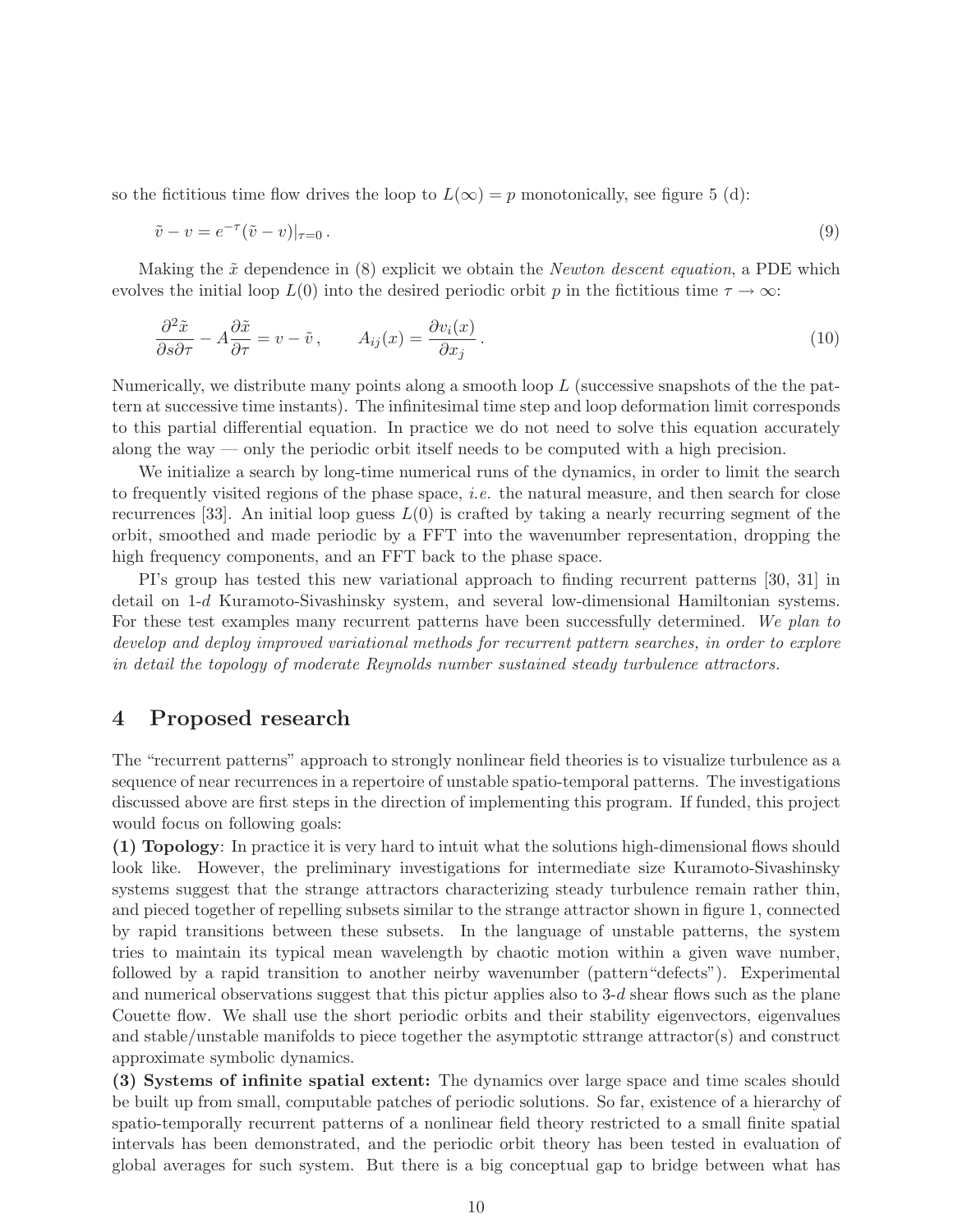so the fictitious time flow drives the loop to $L(\infty) = p$ monotonically, see figure 5 (d):

$$\tilde{v} - v = e^{-\tau}(\tilde{v} - v)|_{\tau=0} . \tag{9}$$

Making the $\tilde{x}$ dependence in (8) explicit we obtain the *Newton descent equation*, a PDE which evolves the initial loop $L(0)$ into the desired periodic orbit $p$ in the fictitious time $\tau \to \infty$:

$$\frac{\partial^2 \tilde{x}}{\partial s \partial \tau} - A \frac{\partial \tilde{x}}{\partial \tau} = v - \tilde{v} , \qquad A_{ij}(x) = \frac{\partial v_i(x)}{\partial x_j} . \tag{10}$$

Numerically, we distribute many points along a smooth loop $L$ (successive snapshots of the the pattern at successive time instants). The infinitesimal time step and loop deformation limit corresponds to this partial differential equation. In practice we do not need to solve this equation accurately along the way — only the periodic orbit itself needs to be computed with a high precision.

We initialize a search by long-time numerical runs of the dynamics, in order to limit the search to frequently visited regions of the phase space, *i.e.* the natural measure, and then search for close recurrences [33]. An initial loop guess $L(0)$ is crafted by taking a nearly recurring segment of the orbit, smoothed and made periodic by a FFT into the wavenumber representation, dropping the high frequency components, and an FFT back to the phase space.

PI's group has tested this new variational approach to finding recurrent patterns [30, 31] in detail on 1-$d$ Kuramoto-Sivashinsky system, and several low-dimensional Hamiltonian systems. For these test examples many recurrent patterns have been successfully determined. *We plan to develop and deploy improved variational methods for recurrent pattern searches, in order to explore in detail the topology of moderate Reynolds number sustained steady turbulence attractors.*

## 4 Proposed research

The "recurrent patterns" approach to strongly nonlinear field theories is to visualize turbulence as a sequence of near recurrences in a repertoire of unstable spatio-temporal patterns. The investigations discussed above are first steps in the direction of implementing this program. If funded, this project would focus on following goals:

**(1) Topology**: In practice it is very hard to intuit what the solutions high-dimensional flows should look like. However, the preliminary investigations for intermediate size Kuramoto-Sivashinsky systems suggest that the strange attractors characterizing steady turbulence remain rather thin, and pieced together of repelling subsets similar to the strange attractor shown in figure 1, connected by rapid transitions between these subsets. In the language of unstable patterns, the system tries to maintain its typical mean wavelength by chaotic motion within a given wave number, followed by a rapid transition to another neirby wavenumber (pattern"defects"). Experimental and numerical observations suggest that this pictur applies also to 3-$d$ shear flows such as the plane Couette flow. We shall use the short periodic orbits and their stability eigenvectors, eigenvalues and stable/unstable manifolds to piece together the asymptotic sttrange attractor(s) and construct approximate symbolic dynamics.

**(3) Systems of infinite spatial extent:** The dynamics over large space and time scales should be built up from small, computable patches of periodic solutions. So far, existence of a hierarchy of spatio-temporally recurrent patterns of a nonlinear field theory restricted to a small finite spatial intervals has been demonstrated, and the periodic orbit theory has been tested in evaluation of global averages for such system. But there is a big conceptual gap to bridge between what has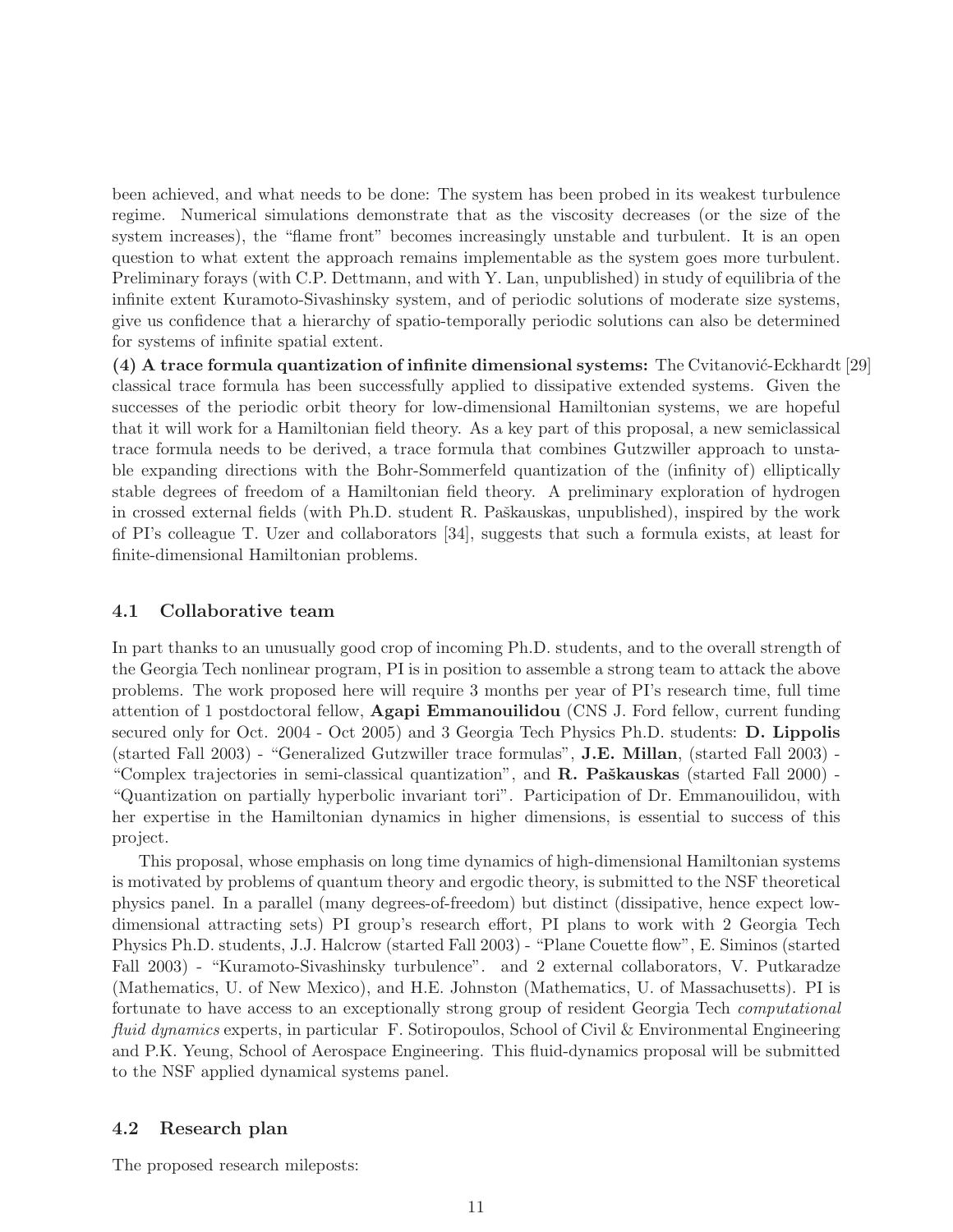been achieved, and what needs to be done: The system has been probed in its weakest turbulence regime. Numerical simulations demonstrate that as the viscosity decreases (or the size of the system increases), the "flame front" becomes increasingly unstable and turbulent. It is an open question to what extent the approach remains implementable as the system goes more turbulent. Preliminary forays (with C.P. Dettmann, and with Y. Lan, unpublished) in study of equilibria of the infinite extent Kuramoto-Sivashinsky system, and of periodic solutions of moderate size systems, give us confidence that a hierarchy of spatio-temporally periodic solutions can also be determined for systems of infinite spatial extent.

**(4) A trace formula quantization of infinite dimensional systems:** The Cvitanović-Eckhardt [29] classical trace formula has been successfully applied to dissipative extended systems. Given the successes of the periodic orbit theory for low-dimensional Hamiltonian systems, we are hopeful that it will work for a Hamiltonian field theory. As a key part of this proposal, a new semiclassical trace formula needs to be derived, a trace formula that combines Gutzwiller approach to unstable expanding directions with the Bohr-Sommerfeld quantization of the (infinity of) elliptically stable degrees of freedom of a Hamiltonian field theory. A preliminary exploration of hydrogen in crossed external fields (with Ph.D. student R. Paškauskas, unpublished), inspired by the work of PI's colleague T. Uzer and collaborators [34], suggests that such a formula exists, at least for finite-dimensional Hamiltonian problems.

### 4.1 Collaborative team

In part thanks to an unusually good crop of incoming Ph.D. students, and to the overall strength of the Georgia Tech nonlinear program, PI is in position to assemble a strong team to attack the above problems. The work proposed here will require 3 months per year of PI's research time, full time attention of 1 postdoctoral fellow, **Agapi Emmanouilidou** (CNS J. Ford fellow, current funding secured only for Oct. 2004 - Oct 2005) and 3 Georgia Tech Physics Ph.D. students: **D. Lippolis** (started Fall 2003) - "Generalized Gutzwiller trace formulas", **J.E. Millan**, (started Fall 2003) - "Complex trajectories in semi-classical quantization", and **R. Paškauskas** (started Fall 2000) - "Quantization on partially hyperbolic invariant tori". Participation of Dr. Emmanouilidou, with her expertise in the Hamiltonian dynamics in higher dimensions, is essential to success of this project.

This proposal, whose emphasis on long time dynamics of high-dimensional Hamiltonian systems is motivated by problems of quantum theory and ergodic theory, is submitted to the NSF theoretical physics panel. In a parallel (many degrees-of-freedom) but distinct (dissipative, hence expect low-dimensional attracting sets) PI group's research effort, PI plans to work with 2 Georgia Tech Physics Ph.D. students, J.J. Halcrow (started Fall 2003) - "Plane Couette flow", E. Siminos (started Fall 2003) - "Kuramoto-Sivashinsky turbulence". and 2 external collaborators, V. Putkaradze (Mathematics, U. of New Mexico), and H.E. Johnston (Mathematics, U. of Massachusetts). PI is fortunate to have access to an exceptionally strong group of resident Georgia Tech *computational fluid dynamics* experts, in particular F. Sotiropoulos, School of Civil & Environmental Engineering and P.K. Yeung, School of Aerospace Engineering. This fluid-dynamics proposal will be submitted to the NSF applied dynamical systems panel.

### 4.2 Research plan

The proposed research mileposts: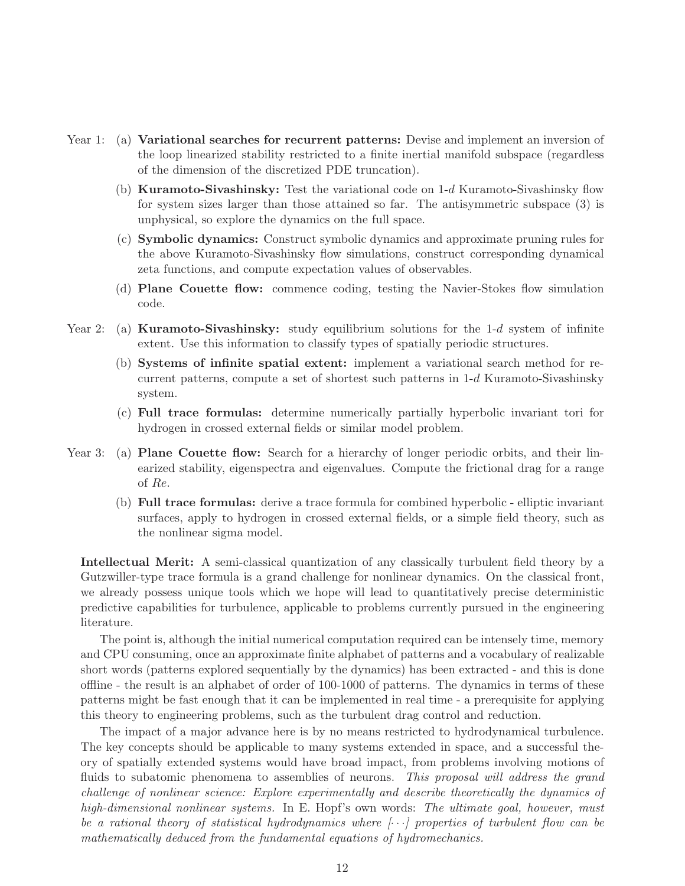Year 1:

(a) **Variational searches for recurrent patterns:** Devise and implement an inversion of the loop linearized stability restricted to a finite inertial manifold subspace (regardless of the dimension of the discretized PDE truncation).

(b) **Kuramoto-Sivashinsky:** Test the variational code on 1-$d$ Kuramoto-Sivashinsky flow for system sizes larger than those attained so far. The antisymmetric subspace (3) is unphysical, so explore the dynamics on the full space.

(c) **Symbolic dynamics:** Construct symbolic dynamics and approximate pruning rules for the above Kuramoto-Sivashinsky flow simulations, construct corresponding dynamical zeta functions, and compute expectation values of observables.

(d) **Plane Couette flow:** commence coding, testing the Navier-Stokes flow simulation code.

Year 2:

(a) **Kuramoto-Sivashinsky:** study equilibrium solutions for the 1-$d$ system of infinite extent. Use this information to classify types of spatially periodic structures.

(b) **Systems of infinite spatial extent:** implement a variational search method for recurrent patterns, compute a set of shortest such patterns in 1-$d$ Kuramoto-Sivashinsky system.

(c) **Full trace formulas:** determine numerically partially hyperbolic invariant tori for hydrogen in crossed external fields or similar model problem.

Year 3:

(a) **Plane Couette flow:** Search for a hierarchy of longer periodic orbits, and their linearized stability, eigenspectra and eigenvalues. Compute the frictional drag for a range of $Re$.

(b) **Full trace formulas:** derive a trace formula for combined hyperbolic - elliptic invariant surfaces, apply to hydrogen in crossed external fields, or a simple field theory, such as the nonlinear sigma model.

**Intellectual Merit:** A semi-classical quantization of any classically turbulent field theory by a Gutzwiller-type trace formula is a grand challenge for nonlinear dynamics. On the classical front, we already possess unique tools which we hope will lead to quantitatively precise deterministic predictive capabilities for turbulence, applicable to problems currently pursued in the engineering literature.

The point is, although the initial numerical computation required can be intensely time, memory and CPU consuming, once an approximate finite alphabet of patterns and a vocabulary of realizable short words (patterns explored sequentially by the dynamics) has been extracted - and this is done offline - the result is an alphabet of order of 100-1000 of patterns. The dynamics in terms of these patterns might be fast enough that it can be implemented in real time - a prerequisite for applying this theory to engineering problems, such as the turbulent drag control and reduction.

The impact of a major advance here is by no means restricted to hydrodynamical turbulence. The key concepts should be applicable to many systems extended in space, and a successful theory of spatially extended systems would have broad impact, from problems involving motions of fluids to subatomic phenomena to assemblies of neurons. *This proposal will address the grand challenge of nonlinear science: Explore experimentally and describe theoretically the dynamics of high-dimensional nonlinear systems.* In E. Hopf's own words: *The ultimate goal, however, must be a rational theory of statistical hydrodynamics where [$\cdots$] properties of turbulent flow can be mathematically deduced from the fundamental equations of hydromechanics.*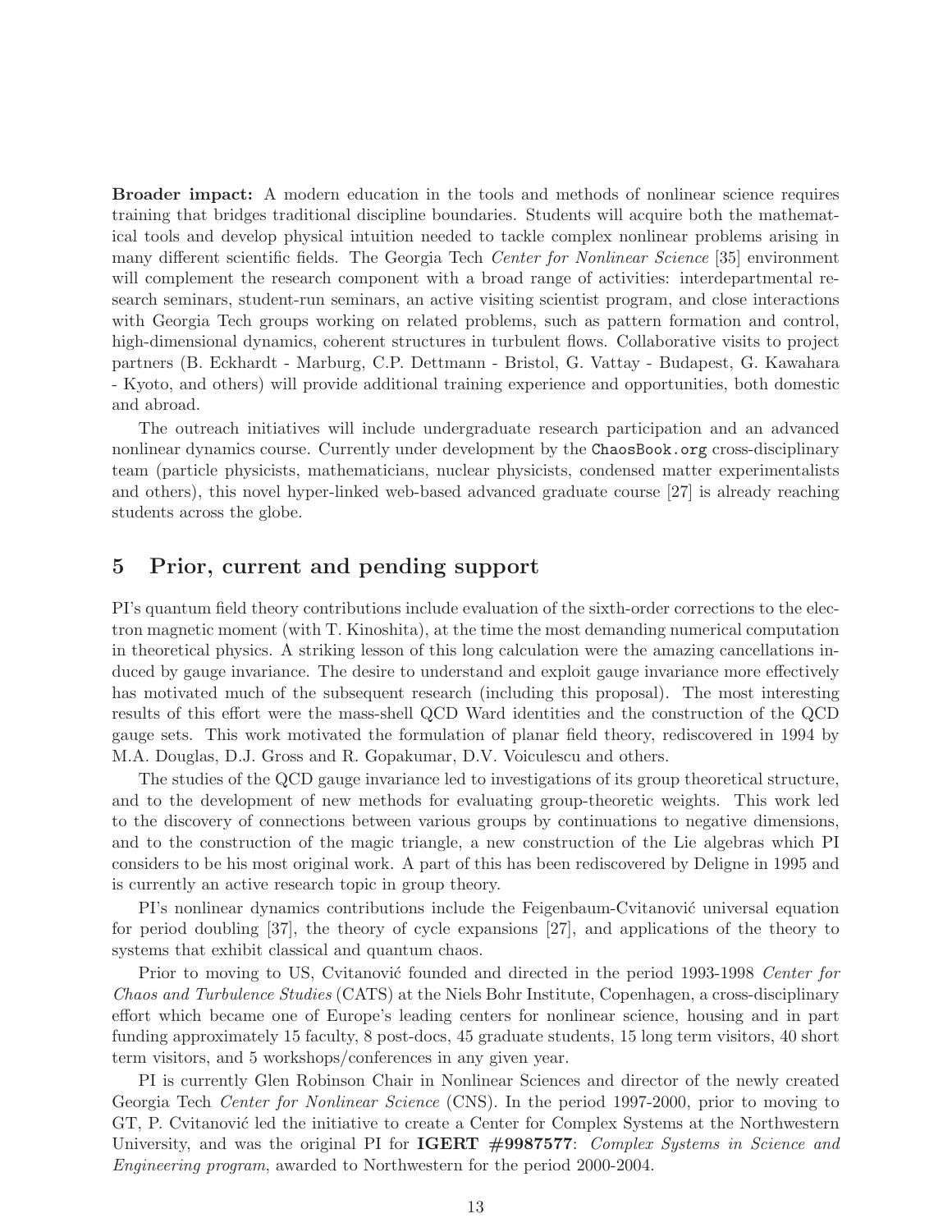**Broader impact:** A modern education in the tools and methods of nonlinear science requires training that bridges traditional discipline boundaries. Students will acquire both the mathematical tools and develop physical intuition needed to tackle complex nonlinear problems arising in many different scientific fields. The Georgia Tech *Center for Nonlinear Science* [35] environment will complement the research component with a broad range of activities: interdepartmental research seminars, student-run seminars, an active visiting scientist program, and close interactions with Georgia Tech groups working on related problems, such as pattern formation and control, high-dimensional dynamics, coherent structures in turbulent flows. Collaborative visits to project partners (B. Eckhardt - Marburg, C.P. Dettmann - Bristol, G. Vattay - Budapest, G. Kawahara - Kyoto, and others) will provide additional training experience and opportunities, both domestic and abroad.

The outreach initiatives will include undergraduate research participation and an advanced nonlinear dynamics course. Currently under development by the `ChaosBook.org` cross-disciplinary team (particle physicists, mathematicians, nuclear physicists, condensed matter experimentalists and others), this novel hyper-linked web-based advanced graduate course [27] is already reaching students across the globe.

## 5 Prior, current and pending support

PI's quantum field theory contributions include evaluation of the sixth-order corrections to the electron magnetic moment (with T. Kinoshita), at the time the most demanding numerical computation in theoretical physics. A striking lesson of this long calculation were the amazing cancellations induced by gauge invariance. The desire to understand and exploit gauge invariance more effectively has motivated much of the subsequent research (including this proposal). The most interesting results of this effort were the mass-shell QCD Ward identities and the construction of the QCD gauge sets. This work motivated the formulation of planar field theory, rediscovered in 1994 by M.A. Douglas, D.J. Gross and R. Gopakumar, D.V. Voiculescu and others.

The studies of the QCD gauge invariance led to investigations of its group theoretical structure, and to the development of new methods for evaluating group-theoretic weights. This work led to the discovery of connections between various groups by continuations to negative dimensions, and to the construction of the magic triangle, a new construction of the Lie algebras which PI considers to be his most original work. A part of this has been rediscovered by Deligne in 1995 and is currently an active research topic in group theory.

PI's nonlinear dynamics contributions include the Feigenbaum-Cvitanović universal equation for period doubling [37], the theory of cycle expansions [27], and applications of the theory to systems that exhibit classical and quantum chaos.

Prior to moving to US, Cvitanović founded and directed in the period 1993-1998 *Center for Chaos and Turbulence Studies* (CATS) at the Niels Bohr Institute, Copenhagen, a cross-disciplinary effort which became one of Europe's leading centers for nonlinear science, housing and in part funding approximately 15 faculty, 8 post-docs, 45 graduate students, 15 long term visitors, 40 short term visitors, and 5 workshops/conferences in any given year.

PI is currently Glen Robinson Chair in Nonlinear Sciences and director of the newly created Georgia Tech *Center for Nonlinear Science* (CNS). In the period 1997-2000, prior to moving to GT, P. Cvitanović led the initiative to create a Center for Complex Systems at the Northwestern University, and was the original PI for **IGERT #9987577**: *Complex Systems in Science and Engineering program*, awarded to Northwestern for the period 2000-2004.